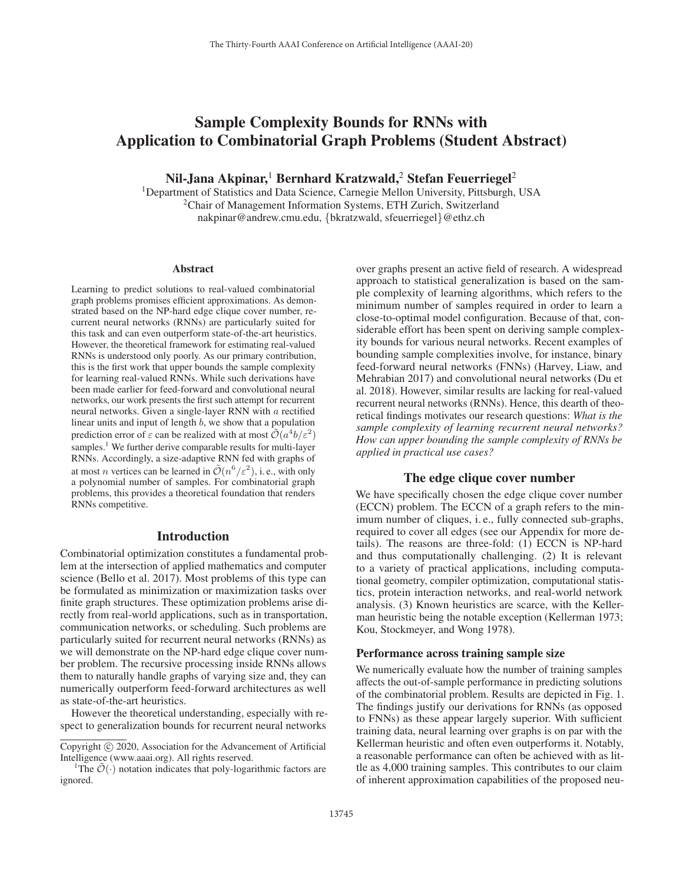# Sample Complexity Bounds for RNNs with Application to Combinatorial Graph Problems (Student Abstract)

**Nil-Jana Akpinar,[1] Bernhard Kratzwald,[2] Stefan Feuerriegel[2]**

[1]Department of Statistics and Data Science, Carnegie Mellon University, Pittsburgh, USA
[2]Chair of Management Information Systems, ETH Zurich, Switzerland
nakpinar@andrew.cmu.edu, {bkratzwald, sfeuerriegel}@ethz.ch

## Abstract

Learning to predict solutions to real-valued combinatorial graph problems promises efficient approximations. As demonstrated based on the NP-hard edge clique cover number, recurrent neural networks (RNNs) are particularly suited for this task and can even outperform state-of-the-art heuristics. However, the theoretical framework for estimating real-valued RNNs is understood only poorly. As our primary contribution, this is the first work that upper bounds the sample complexity for learning real-valued RNNs. While such derivations have been made earlier for feed-forward and convolutional neural networks, our work presents the first such attempt for recurrent neural networks. Given a single-layer RNN with $a$ rectified linear units and input of length $b$, we show that a population prediction error of $\varepsilon$ can be realized with at most $\tilde{\mathcal{O}}(a^4 b/\varepsilon^2)$ samples.[1] We further derive comparable results for multi-layer RNNs. Accordingly, a size-adaptive RNN fed with graphs of at most $n$ vertices can be learned in $\tilde{\mathcal{O}}(n^6/\varepsilon^2)$, i. e., with only a polynomial number of samples. For combinatorial graph problems, this provides a theoretical foundation that renders RNNs competitive.

## Introduction

Combinatorial optimization constitutes a fundamental problem at the intersection of applied mathematics and computer science (Bello et al. 2017). Most problems of this type can be formulated as minimization or maximization tasks over finite graph structures. These optimization problems arise directly from real-world applications, such as in transportation, communication networks, or scheduling. Such problems are particularly suited for recurrent neural networks (RNNs) as we will demonstrate on the NP-hard edge clique cover number problem. The recursive processing inside RNNs allows them to naturally handle graphs of varying size and, they can numerically outperform feed-forward architectures as well as state-of-the-art heuristics.

However the theoretical understanding, especially with respect to generalization bounds for recurrent neural networks over graphs present an active field of research. A widespread approach to statistical generalization is based on the sample complexity of learning algorithms, which refers to the minimum number of samples required in order to learn a close-to-optimal model configuration. Because of that, considerable effort has been spent on deriving sample complexity bounds for various neural networks. Recent examples of bounding sample complexities involve, for instance, binary feed-forward neural networks (FNNs) (Harvey, Liaw, and Mehrabian 2017) and convolutional neural networks (Du et al. 2018). However, similar results are lacking for real-valued recurrent neural networks (RNNs). Hence, this dearth of theoretical findings motivates our research questions: *What is the sample complexity of learning recurrent neural networks? How can upper bounding the sample complexity of RNNs be applied in practical use cases?*

## The edge clique cover number

We have specifically chosen the edge clique cover number (ECCN) problem. The ECCN of a graph refers to the minimum number of cliques, i. e., fully connected sub-graphs, required to cover all edges (see our Appendix for more details). The reasons are three-fold: (1) ECCN is NP-hard and thus computationally challenging. (2) It is relevant to a variety of practical applications, including computational geometry, compiler optimization, computational statistics, protein interaction networks, and real-world network analysis. (3) Known heuristics are scarce, with the Kellerman heuristic being the notable exception (Kellerman 1973; Kou, Stockmeyer, and Wong 1978).

### Performance across training sample size

We numerically evaluate how the number of training samples affects the out-of-sample performance in predicting solutions of the combinatorial problem. Results are depicted in Fig. 1. The findings justify our derivations for RNNs (as opposed to FNNs) as these appear largely superior. With sufficient training data, neural learning over graphs is on par with the Kellerman heuristic and often even outperforms it. Notably, a reasonable performance can often be achieved with as little as 4,000 training samples. This contributes to our claim of inherent approximation capabilities of the proposed neu-

---

[1]The $\tilde{\mathcal{O}}(\cdot)$ notation indicates that poly-logarithmic factors are ignored.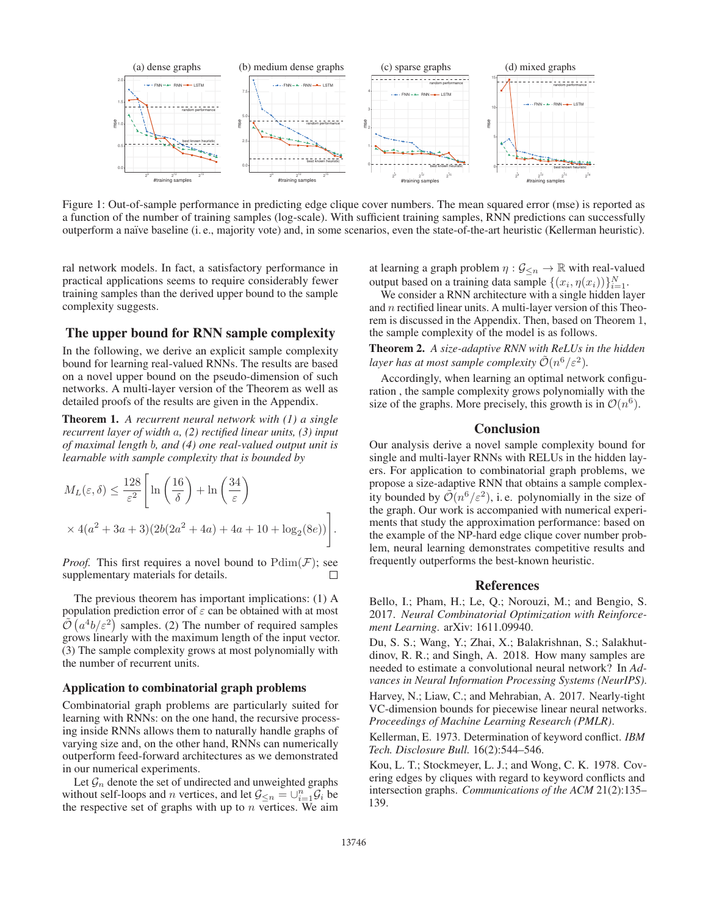(a) dense graphs

FNN RNN LSTM

mse

random performance

best known heuristic

#training samples

(b) medium dense graphs

FNN RNN LSTM

mse

random performance

best known heuristic

#training samples

(c) sparse graphs

random performance

FNN RNN LSTM

mse

best known heuristic

#training samples

(d) mixed graphs

random performance

FNN RNN LSTM

mse

best known heuristic

#training samples

Figure 1: Out-of-sample performance in predicting edge clique cover numbers. The mean squared error (mse) is reported as a function of the number of training samples (log-scale). With sufficient training samples, RNN predictions can successfully outperform a naïve baseline (i. e., majority vote) and, in some scenarios, even the state-of-the-art heuristic (Kellerman heuristic).

ral network models. In fact, a satisfactory performance in practical applications seems to require considerably fewer training samples than the derived upper bound to the sample complexity suggests.

## The upper bound for RNN sample complexity

In the following, we derive an explicit sample complexity bound for learning real-valued RNNs. The results are based on a novel upper bound on the pseudo-dimension of such networks. A multi-layer version of the Theorem as well as detailed proofs of the results are given in the Appendix.

**Theorem 1.** *A recurrent neural network with (1) a single recurrent layer of width $a$, (2) rectified linear units, (3) input of maximal length $b$, and (4) one real-valued output unit is learnable with sample complexity that is bounded by*

$$M_L(\varepsilon, \delta) \leq \frac{128}{\varepsilon^2} \left[ \ln\left(\frac{16}{\delta}\right) + \ln\left(\frac{34}{\varepsilon}\right) \right.$$
$$\left. \times\, 4(a^2 + 3a + 3)(2b(2a^2 + 4a) + 4a + 10 + \log_2(8e)) \right].$$

*Proof.* This first requires a novel bound to $\mathrm{Pdim}(\mathcal{F})$; see supplementary materials for details. ☐

The previous theorem has important implications: (1) A population prediction error of $\varepsilon$ can be obtained with at most $\tilde{\mathcal{O}}\left(a^4 b/\varepsilon^2\right)$ samples. (2) The number of required samples grows linearly with the maximum length of the input vector. (3) The sample complexity grows at most polynomially with the number of recurrent units.

### Application to combinatorial graph problems

Combinatorial graph problems are particularly suited for learning with RNNs: on the one hand, the recursive processing inside RNNs allows them to naturally handle graphs of varying size and, on the other hand, RNNs can numerically outperform feed-forward architectures as we demonstrated in our numerical experiments.

Let $\mathcal{G}_n$ denote the set of undirected and unweighted graphs without self-loops and $n$ vertices, and let $\mathcal{G}_{\leq n} = \cup_{i=1}^{n} \mathcal{G}_i$ be the respective set of graphs with up to $n$ vertices. We aim at learning a graph problem $\eta : \mathcal{G}_{\leq n} \to \mathbb{R}$ with real-valued output based on a training data sample $\{(x_i, \eta(x_i))\}_{i=1}^{N}$.

We consider a RNN architecture with a single hidden layer and $n$ rectified linear units. A multi-layer version of this Theorem is discussed in the Appendix. Then, based on Theorem 1, the sample complexity of the model is as follows.

**Theorem 2.** *A size-adaptive RNN with ReLUs in the hidden layer has at most sample complexity $\tilde{\mathcal{O}}(n^6/\varepsilon^2)$.*

Accordingly, when learning an optimal network configuration , the sample complexity grows polynomially with the size of the graphs. More precisely, this growth is in $\mathcal{O}(n^6)$.

## Conclusion

Our analysis derive a novel sample complexity bound for single and multi-layer RNNs with RELUs in the hidden layers. For application to combinatorial graph problems, we propose a size-adaptive RNN that obtains a sample complexity bounded by $\tilde{\mathcal{O}}(n^6/\varepsilon^2)$, i. e. polynomially in the size of the graph. Our work is accompanied with numerical experiments that study the approximation performance: based on the example of the NP-hard edge clique cover number problem, neural learning demonstrates competitive results and frequently outperforms the best-known heuristic.

## References

Bello, I.; Pham, H.; Le, Q.; Norouzi, M.; and Bengio, S. 2017. *Neural Combinatorial Optimization with Reinforcement Learning*. arXiv: 1611.09940.

Du, S. S.; Wang, Y.; Zhai, X.; Balakrishnan, S.; Salakhutdinov, R. R.; and Singh, A. 2018. How many samples are needed to estimate a convolutional neural network? In *Advances in Neural Information Processing Systems (NeurIPS)*.

Harvey, N.; Liaw, C.; and Mehrabian, A. 2017. Nearly-tight VC-dimension bounds for piecewise linear neural networks. *Proceedings of Machine Learning Research (PMLR)*.

Kellerman, E. 1973. Determination of keyword conflict. *IBM Tech. Disclosure Bull.* 16(2):544–546.

Kou, L. T.; Stockmeyer, L. J.; and Wong, C. K. 1978. Covering edges by cliques with regard to keyword conflicts and intersection graphs. *Communications of the ACM* 21(2):135–139.